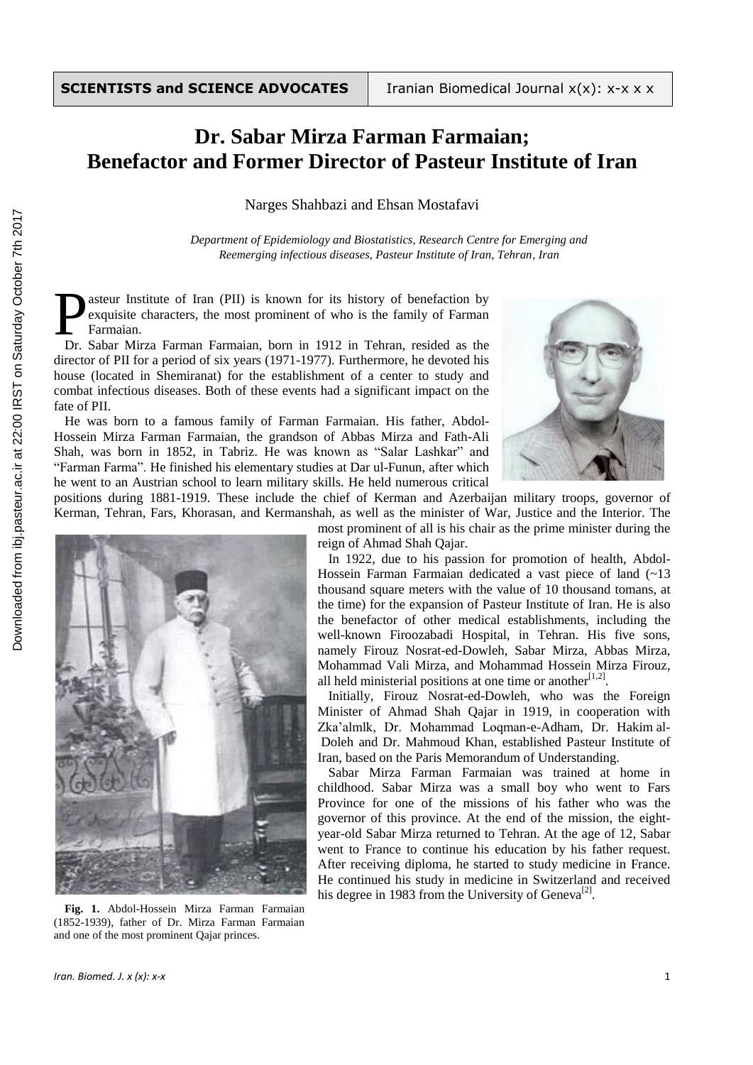# Dr. Sabar Mirza Farman Farmaian; Benefactor and Former Director of Pasteur Institute of Iran

Narges Shahbazi and Ehsan Mostafavi

*Department of Epidemiology and Biostatistics, Research Centre for Emerging and Reemerging infectious diseases, Pasteur Institute of Iran, Tehran, Iran*

Pasteur Institute of Iran (PII) is known for its history of benefaction by exquisite characters, the most prominent of who is the family of Farman Farmaian.

Dr. Sabar Mirza Farman Farmaian, born in 1912 in Tehran, resided as the director of PII for a period of six years (1971-1977). Furthermore, he devoted his house (located in Shemiranat) for the establishment of a center to study and combat infectious diseases. Both of these events had a significant impact on the fate of PII.

He was born to a famous family of Farman Farmaian. His father, Abdol-Hossein Mirza Farman Farmaian, the grandson of Abbas Mirza and Fath-Ali Shah, was born in 1852, in Tabriz. He was known as "Salar Lashkar" and "Farman Farma". He finished his elementary studies at Dar ul-Funun, after which he went to an Austrian school to learn military skills. He held numerous critical positions during 1881-1919. These include the chief of Kerman and Azerbaijan military troops, governor of Kerman, Tehran, Fars, Khorasan, and Kermanshah, as well as the minister of War, Justice and the Interior. The most prominent of all is his chair as the prime minister during the reign of Ahmad Shah Qajar.

In 1922, due to his passion for promotion of health, Abdol-Hossein Farman Farmaian dedicated a vast piece of land (~13 thousand square meters with the value of 10 thousand tomans, at the time) for the expansion of Pasteur Institute of Iran. He is also the benefactor of other medical establishments, including the well-known Firoozabadi Hospital, in Tehran. His five sons, namely Firouz Nosrat-ed-Dowleh, Sabar Mirza, Abbas Mirza, Mohammad Vali Mirza, and Mohammad Hossein Mirza Firouz, all held ministerial positions at one time or another[1,2].

Initially, Firouz Nosrat-ed-Dowleh, who was the Foreign Minister of Ahmad Shah Qajar in 1919, in cooperation with Zka'almlk, Dr. Mohammad Loqman-e-Adham, Dr. Hakim al-Doleh and Dr. Mahmoud Khan, established Pasteur Institute of Iran, based on the Paris Memorandum of Understanding.

Sabar Mirza Farman Farmaian was trained at home in childhood. Sabar Mirza was a small boy who went to Fars Province for one of the missions of his father who was the governor of this province. At the end of the mission, the eight-year-old Sabar Mirza returned to Tehran. At the age of 12, Sabar went to France to continue his education by his father request. After receiving diploma, he started to study medicine in France. He continued his study in medicine in Switzerland and received his degree in 1983 from the University of Geneva[2].

**Fig. 1.** Abdol-Hossein Mirza Farman Farmaian (1852-1939), father of Dr. Mirza Farman Farmaian and one of the most prominent Qajar princes.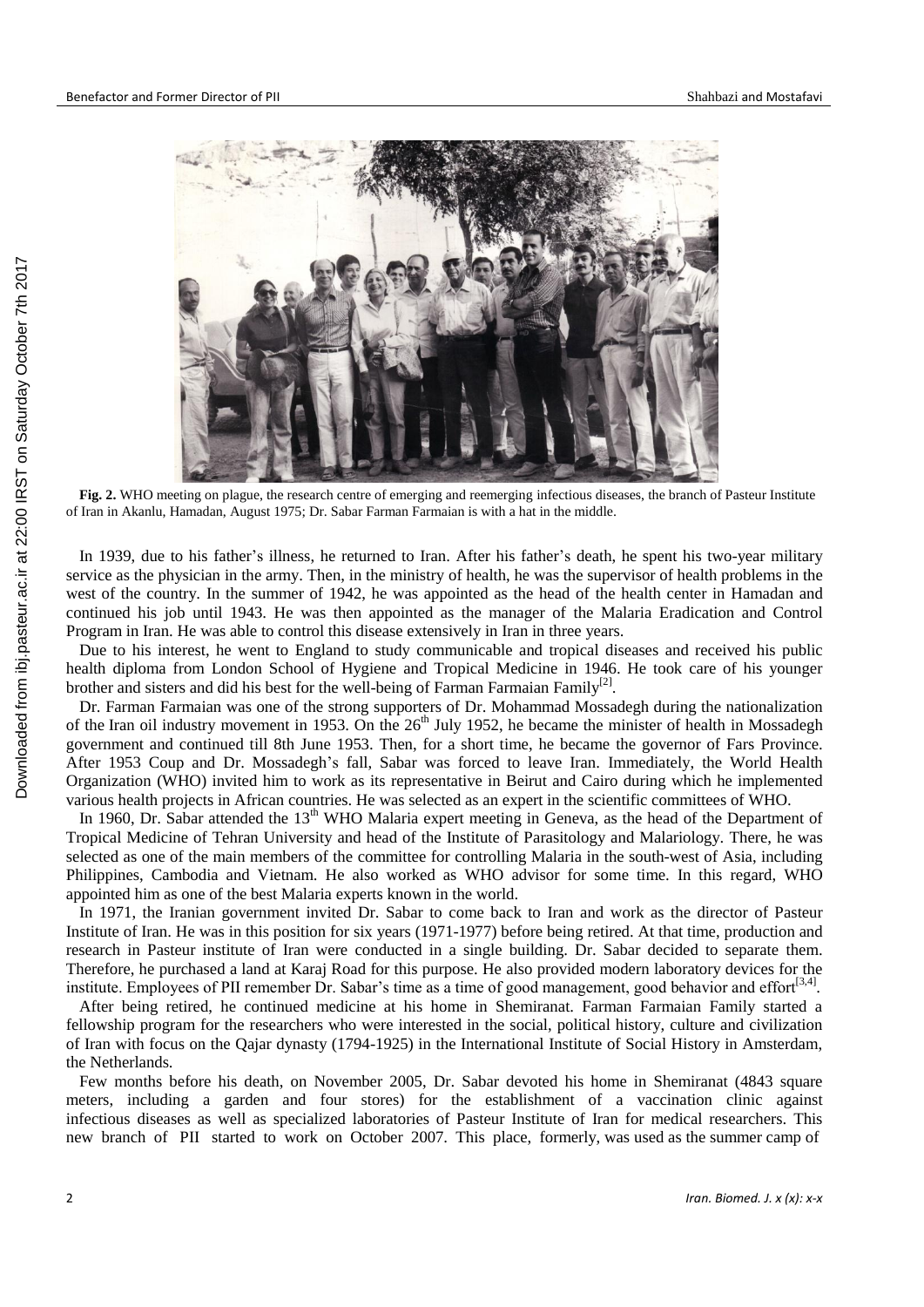**Fig. 2.** WHO meeting on plague, the research centre of emerging and reemerging infectious diseases, the branch of Pasteur Institute of Iran in Akanlu, Hamadan, August 1975; Dr. Sabar Farman Farmaian is with a hat in the middle.

In 1939, due to his father's illness, he returned to Iran. After his father's death, he spent his two-year military service as the physician in the army. Then, in the ministry of health, he was the supervisor of health problems in the west of the country. In the summer of 1942, he was appointed as the head of the health center in Hamadan and continued his job until 1943. He was then appointed as the manager of the Malaria Eradication and Control Program in Iran. He was able to control this disease extensively in Iran in three years.

Due to his interest, he went to England to study communicable and tropical diseases and received his public health diploma from London School of Hygiene and Tropical Medicine in 1946. He took care of his younger brother and sisters and did his best for the well-being of Farman Farmaian Family[2].

Dr. Farman Farmaian was one of the strong supporters of Dr. Mohammad Mossadegh during the nationalization of the Iran oil industry movement in 1953. On the 26th July 1952, he became the minister of health in Mossadegh government and continued till 8th June 1953. Then, for a short time, he became the governor of Fars Province. After 1953 Coup and Dr. Mossadegh's fall, Sabar was forced to leave Iran. Immediately, the World Health Organization (WHO) invited him to work as its representative in Beirut and Cairo during which he implemented various health projects in African countries. He was selected as an expert in the scientific committees of WHO.

In 1960, Dr. Sabar attended the 13th WHO Malaria expert meeting in Geneva, as the head of the Department of Tropical Medicine of Tehran University and head of the Institute of Parasitology and Malariology. There, he was selected as one of the main members of the committee for controlling Malaria in the south-west of Asia, including Philippines, Cambodia and Vietnam. He also worked as WHO advisor for some time. In this regard, WHO appointed him as one of the best Malaria experts known in the world.

In 1971, the Iranian government invited Dr. Sabar to come back to Iran and work as the director of Pasteur Institute of Iran. He was in this position for six years (1971-1977) before being retired. At that time, production and research in Pasteur institute of Iran were conducted in a single building. Dr. Sabar decided to separate them. Therefore, he purchased a land at Karaj Road for this purpose. He also provided modern laboratory devices for the institute. Employees of PII remember Dr. Sabar's time as a time of good management, good behavior and effort[3,4].

After being retired, he continued medicine at his home in Shemiranat. Farman Farmaian Family started a fellowship program for the researchers who were interested in the social, political history, culture and civilization of Iran with focus on the Qajar dynasty (1794-1925) in the International Institute of Social History in Amsterdam, the Netherlands.

Few months before his death, on November 2005, Dr. Sabar devoted his home in Shemiranat (4843 square meters, including a garden and four stores) for the establishment of a vaccination clinic against infectious diseases as well as specialized laboratories of Pasteur Institute of Iran for medical researchers. This new branch of PII started to work on October 2007. This place, formerly, was used as the summer camp of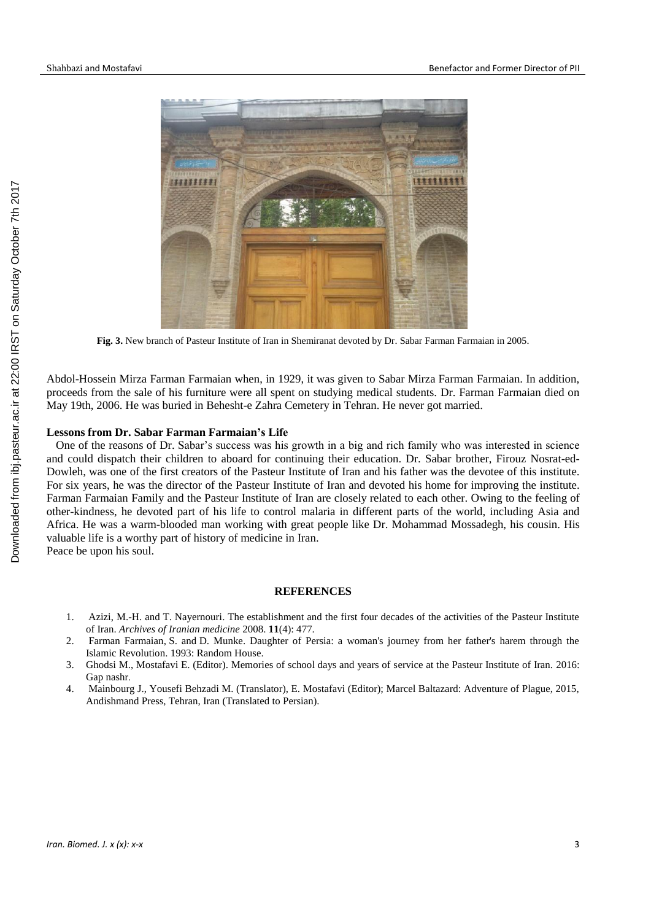**Fig. 3.** New branch of Pasteur Institute of Iran in Shemiranat devoted by Dr. Sabar Farman Farmaian in 2005.

Abdol-Hossein Mirza Farman Farmaian when, in 1929, it was given to Sabar Mirza Farman Farmaian. In addition, proceeds from the sale of his furniture were all spent on studying medical students. Dr. Farman Farmaian died on May 19th, 2006. He was buried in Behesht-e Zahra Cemetery in Tehran. He never got married.

**Lessons from Dr. Sabar Farman Farmaian's Life**

One of the reasons of Dr. Sabar's success was his growth in a big and rich family who was interested in science and could dispatch their children to aboard for continuing their education. Dr. Sabar brother, Firouz Nosrat-ed-Dowleh, was one of the first creators of the Pasteur Institute of Iran and his father was the devotee of this institute. For six years, he was the director of the Pasteur Institute of Iran and devoted his home for improving the institute. Farman Farmaian Family and the Pasteur Institute of Iran are closely related to each other. Owing to the feeling of other-kindness, he devoted part of his life to control malaria in different parts of the world, including Asia and Africa. He was a warm-blooded man working with great people like Dr. Mohammad Mossadegh, his cousin. His valuable life is a worthy part of history of medicine in Iran.

Peace be upon his soul.

## REFERENCES

1. Azizi, M.-H. and T. Nayernouri. The establishment and the first four decades of the activities of the Pasteur Institute of Iran. *Archives of Iranian medicine* 2008. **11**(4): 477.
2. Farman Farmaian, S. and D. Munke. Daughter of Persia: a woman's journey from her father's harem through the Islamic Revolution. 1993: Random House.
3. Ghodsi M., Mostafavi E. (Editor). Memories of school days and years of service at the Pasteur Institute of Iran. 2016: Gap nashr.
4. Mainbourg J., Yousefi Behzadi M. (Translator), E. Mostafavi (Editor); Marcel Baltazard: Adventure of Plague, 2015, Andishmand Press, Tehran, Iran (Translated to Persian).